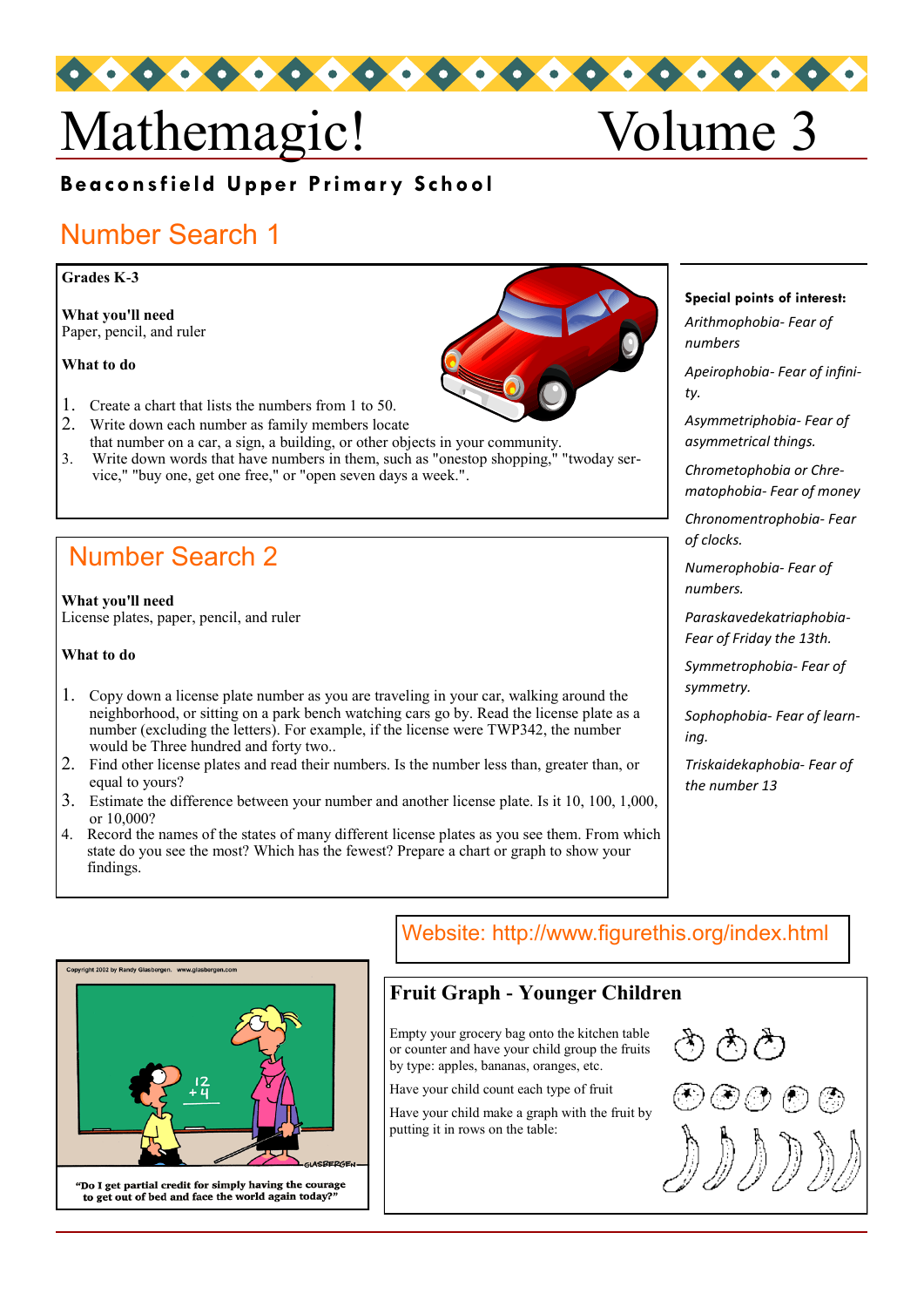# Mathemagic! Volume 3

**Beaconsfield Upper Primary School**

## Number Search 1

**Grades K-3**

**What you'll need**
Paper, pencil, and ruler

**What to do**

1. Create a chart that lists the numbers from 1 to 50.
2. Write down each number as family members locate that number on a car, a sign, a building, or other objects in your community.
3. Write down words that have numbers in them, such as "onestop shopping," "twoday service," "buy one, get one free," or "open seven days a week.".

## Number Search 2

**What you'll need**
License plates, paper, pencil, and ruler

**What to do**

1. Copy down a license plate number as you are traveling in your car, walking around the neighborhood, or sitting on a park bench watching cars go by. Read the license plate as a number (excluding the letters). For example, if the license were TWP342, the number would be Three hundred and forty two..
2. Find other license plates and read their numbers. Is the number less than, greater than, or equal to yours?
3. Estimate the difference between your number and another license plate. Is it 10, 100, 1,000, or 10,000?
4. Record the names of the states of many different license plates as you see them. From which state do you see the most? Which has the fewest? Prepare a chart or graph to show your findings.

**Special points of interest:**

*Arithmophobia- Fear of numbers*

*Apeirophobia- Fear of infinity.*

*Asymmetriphobia- Fear of asymmetrical things.*

*Chrometophobia or Chrematophobia- Fear of money*

*Chronomentrophobia- Fear of clocks.*

*Numerophobia- Fear of numbers.*

*Paraskavedekatriaphobia- Fear of Friday the 13th.*

*Symmetrophobia- Fear of symmetry.*

*Sophophobia- Fear of learning.*

*Triskaidekaphobia- Fear of the number 13*

Website: http://www.figurethis.org/index.html

Copyright 2002 by Randy Glasbergen. www.glasbergen.com

"Do I get partial credit for simply having the courage to get out of bed and face the world again today?"

## Fruit Graph - Younger Children

Empty your grocery bag onto the kitchen table or counter and have your child group the fruits by type: apples, bananas, oranges, etc.

Have your child count each type of fruit

Have your child make a graph with the fruit by putting it in rows on the table: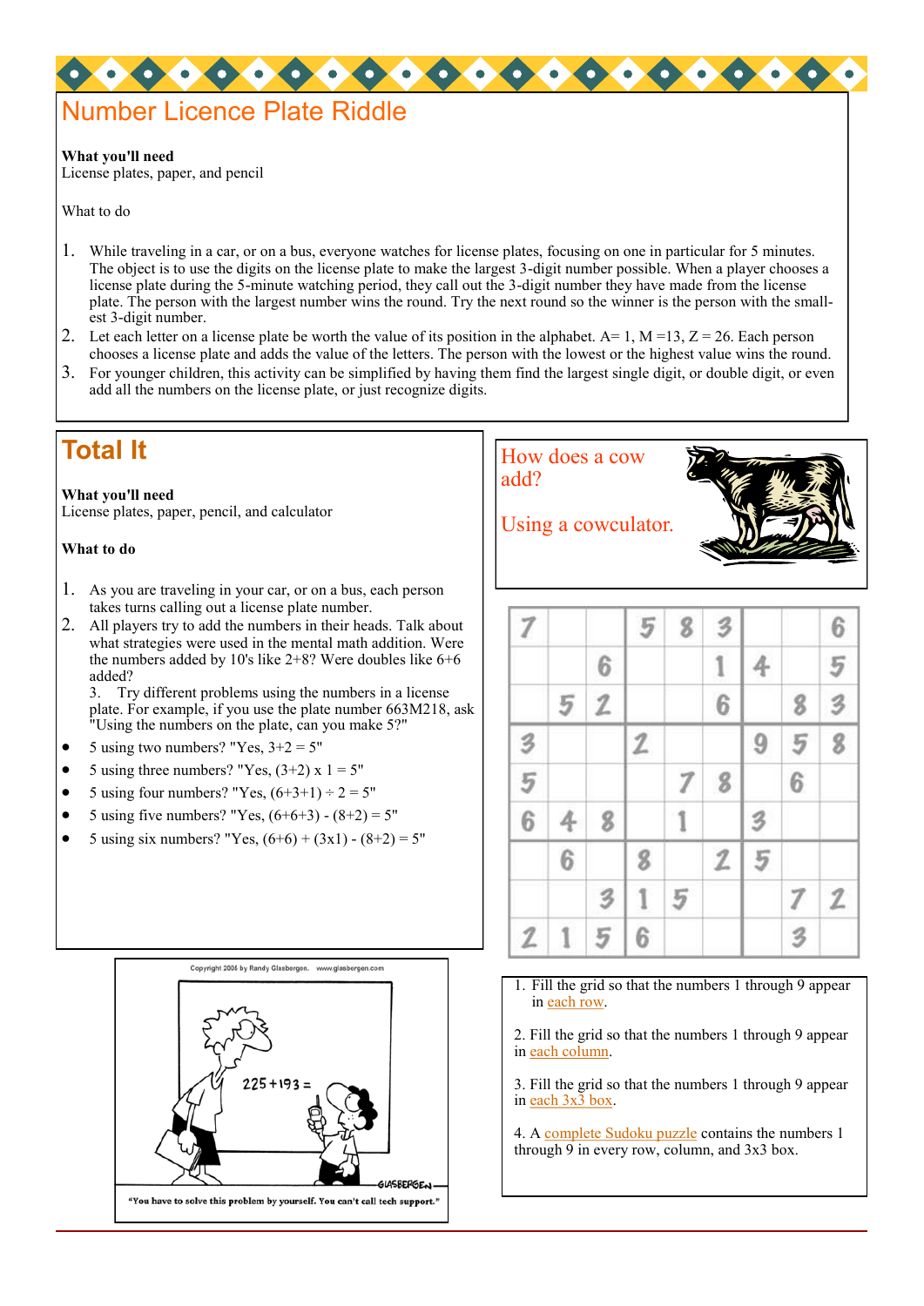# Number Licence Plate Riddle

**What you'll need**
License plates, paper, and pencil

What to do

1. While traveling in a car, or on a bus, everyone watches for license plates, focusing on one in particular for 5 minutes. The object is to use the digits on the license plate to make the largest 3-digit number possible. When a player chooses a license plate during the 5-minute watching period, they call out the 3-digit number they have made from the license plate. The person with the largest number wins the round. Try the next round so the winner is the person with the smallest 3-digit number.
2. Let each letter on a license plate be worth the value of its position in the alphabet. A= 1, M =13, Z = 26. Each person chooses a license plate and adds the value of the letters. The person with the lowest or the highest value wins the round.
3. For younger children, this activity can be simplified by having them find the largest single digit, or double digit, or even add all the numbers on the license plate, or just recognize digits.

# Total It

**What you'll need**
License plates, paper, pencil, and calculator

**What to do**

1. As you are traveling in your car, or on a bus, each person takes turns calling out a license plate number.
2. All players try to add the numbers in their heads. Talk about what strategies were used in the mental math addition. Were the numbers added by 10's like 2+8? Were doubles like 6+6 added?
   3. Try different problems using the numbers in a license plate. For example, if you use the plate number 663M218, ask "Using the numbers on the plate, can you make 5?"

- 5 using two numbers? "Yes, 3+2 = 5"
- 5 using three numbers? "Yes, (3+2) x 1 = 5"
- 5 using four numbers? "Yes, (6+3+1) ÷ 2 = 5"
- 5 using five numbers? "Yes, (6+6+3) - (8+2) = 5"
- 5 using six numbers? "Yes, (6+6) + (3x1) - (8+2) = 5"

Copyright 2006 by Randy Glasbergen. www.glasbergen.com

"You have to solve this problem by yourself. You can't call tech support."

How does a cow add?

Using a cowculator.

| | | | | | | | | |
|---|---|---|---|---|---|---|---|---|
| 7 | | | 5 | 8 | 3 | | | 6 |
| | | 6 | | | 1 | 4 | | 5 |
| | 5 | 2 | | | 6 | | 8 | 3 |
| 3 | | | 2 | | | 9 | 5 | 8 |
| 5 | | | | 7 | 8 | | 6 | |
| 6 | 4 | 8 | | 1 | | 3 | | |
| | 6 | | 8 | | 2 | 5 | | |
| | | 3 | 1 | 5 | | | 7 | 2 |
| 2 | 1 | 5 | 6 | | | | 3 | |

1. Fill the grid so that the numbers 1 through 9 appear in each row.

2. Fill the grid so that the numbers 1 through 9 appear in each column.

3. Fill the grid so that the numbers 1 through 9 appear in each 3x3 box.

4. A complete Sudoku puzzle contains the numbers 1 through 9 in every row, column, and 3x3 box.